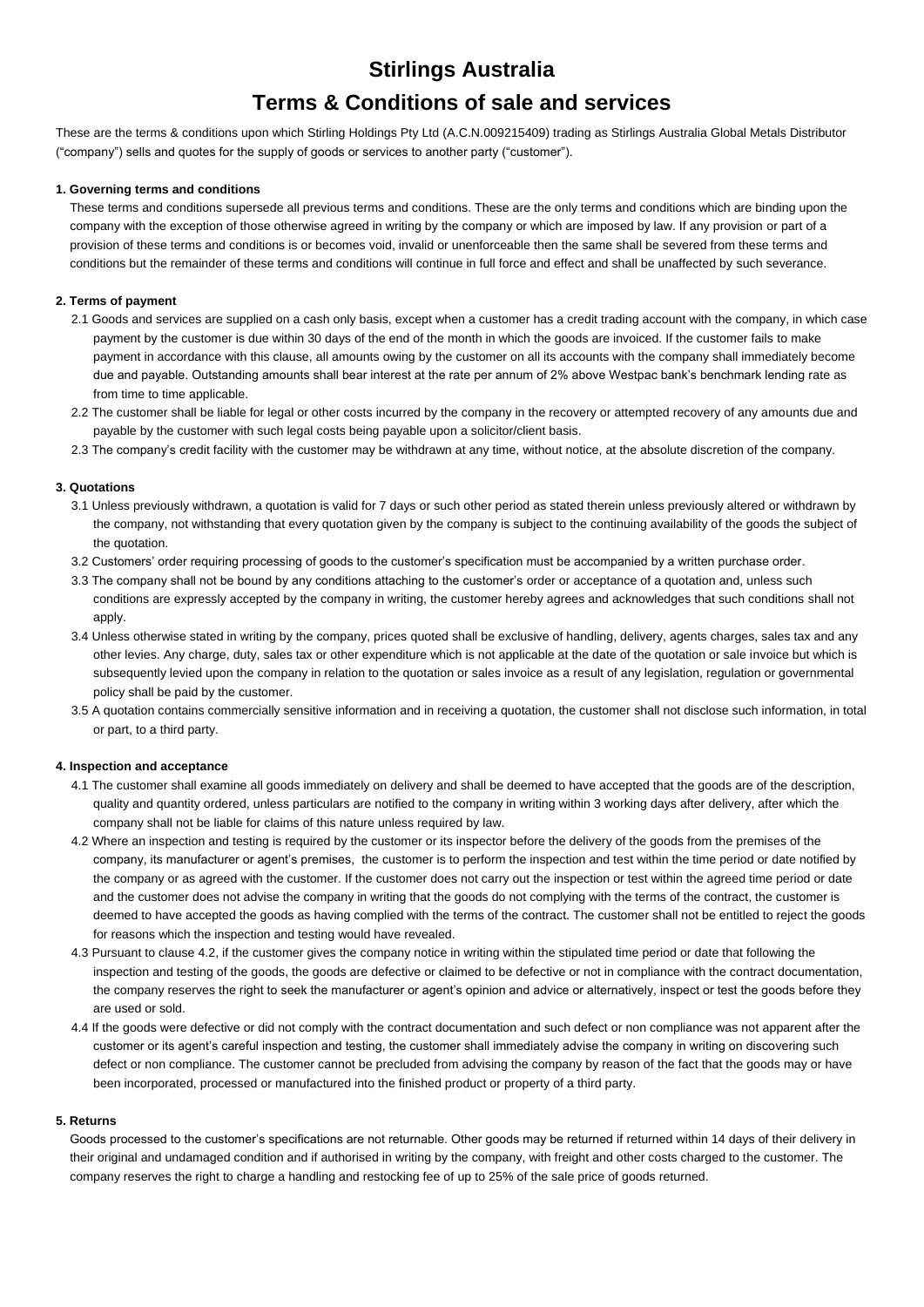# Stirlings Australia

# Terms & Conditions of sale and services

These are the terms & conditions upon which Stirling Holdings Pty Ltd (A.C.N.009215409) trading as Stirlings Australia Global Metals Distributor ("company") sells and quotes for the supply of goods or services to another party ("customer").

**1. Governing terms and conditions**

These terms and conditions supersede all previous terms and conditions. These are the only terms and conditions which are binding upon the company with the exception of those otherwise agreed in writing by the company or which are imposed by law. If any provision or part of a provision of these terms and conditions is or becomes void, invalid or unenforceable then the same shall be severed from these terms and conditions but the remainder of these terms and conditions will continue in full force and effect and shall be unaffected by such severance.

**2. Terms of payment**

2.1 Goods and services are supplied on a cash only basis, except when a customer has a credit trading account with the company, in which case payment by the customer is due within 30 days of the end of the month in which the goods are invoiced. If the customer fails to make payment in accordance with this clause, all amounts owing by the customer on all its accounts with the company shall immediately become due and payable. Outstanding amounts shall bear interest at the rate per annum of 2% above Westpac bank's benchmark lending rate as from time to time applicable.

2.2 The customer shall be liable for legal or other costs incurred by the company in the recovery or attempted recovery of any amounts due and payable by the customer with such legal costs being payable upon a solicitor/client basis.

2.3 The company's credit facility with the customer may be withdrawn at any time, without notice, at the absolute discretion of the company.

**3. Quotations**

3.1 Unless previously withdrawn, a quotation is valid for 7 days or such other period as stated therein unless previously altered or withdrawn by the company, not withstanding that every quotation given by the company is subject to the continuing availability of the goods the subject of the quotation.

3.2 Customers' order requiring processing of goods to the customer's specification must be accompanied by a written purchase order.

3.3 The company shall not be bound by any conditions attaching to the customer's order or acceptance of a quotation and, unless such conditions are expressly accepted by the company in writing, the customer hereby agrees and acknowledges that such conditions shall not apply.

3.4 Unless otherwise stated in writing by the company, prices quoted shall be exclusive of handling, delivery, agents charges, sales tax and any other levies. Any charge, duty, sales tax or other expenditure which is not applicable at the date of the quotation or sale invoice but which is subsequently levied upon the company in relation to the quotation or sales invoice as a result of any legislation, regulation or governmental policy shall be paid by the customer.

3.5 A quotation contains commercially sensitive information and in receiving a quotation, the customer shall not disclose such information, in total or part, to a third party.

**4. Inspection and acceptance**

4.1 The customer shall examine all goods immediately on delivery and shall be deemed to have accepted that the goods are of the description, quality and quantity ordered, unless particulars are notified to the company in writing within 3 working days after delivery, after which the company shall not be liable for claims of this nature unless required by law.

4.2 Where an inspection and testing is required by the customer or its inspector before the delivery of the goods from the premises of the company, its manufacturer or agent's premises, the customer is to perform the inspection and test within the time period or date notified by the company or as agreed with the customer. If the customer does not carry out the inspection or test within the agreed time period or date and the customer does not advise the company in writing that the goods do not complying with the terms of the contract, the customer is deemed to have accepted the goods as having complied with the terms of the contract. The customer shall not be entitled to reject the goods for reasons which the inspection and testing would have revealed.

4.3 Pursuant to clause 4.2, if the customer gives the company notice in writing within the stipulated time period or date that following the inspection and testing of the goods, the goods are defective or claimed to be defective or not in compliance with the contract documentation, the company reserves the right to seek the manufacturer or agent's opinion and advice or alternatively, inspect or test the goods before they are used or sold.

4.4 If the goods were defective or did not comply with the contract documentation and such defect or non compliance was not apparent after the customer or its agent's careful inspection and testing, the customer shall immediately advise the company in writing on discovering such defect or non compliance. The customer cannot be precluded from advising the company by reason of the fact that the goods may or have been incorporated, processed or manufactured into the finished product or property of a third party.

**5. Returns**

Goods processed to the customer's specifications are not returnable. Other goods may be returned if returned within 14 days of their delivery in their original and undamaged condition and if authorised in writing by the company, with freight and other costs charged to the customer. The company reserves the right to charge a handling and restocking fee of up to 25% of the sale price of goods returned.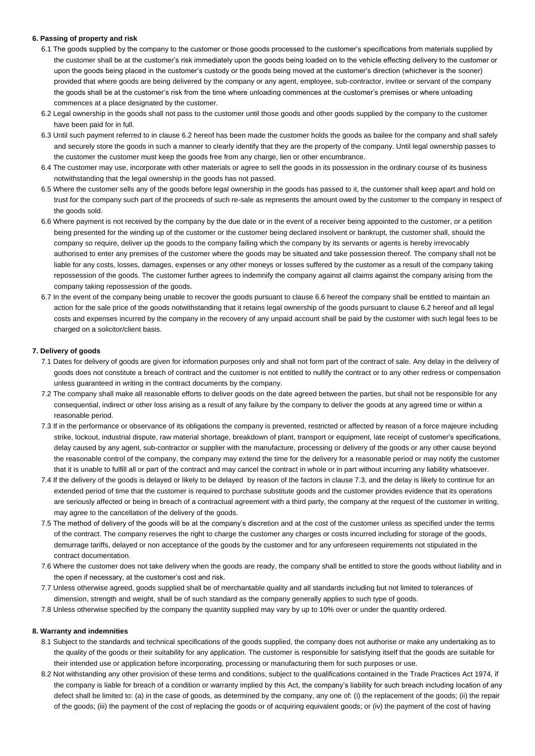#### 6. Passing of property and risk

6.1 The goods supplied by the company to the customer or those goods processed to the customer's specifications from materials supplied by the customer shall be at the customer's risk immediately upon the goods being loaded on to the vehicle effecting delivery to the customer or upon the goods being placed in the customer's custody or the goods being moved at the customer's direction (whichever is the sooner) provided that where goods are being delivered by the company or any agent, employee, sub-contractor, invitee or servant of the company the goods shall be at the customer's risk from the time where unloading commences at the customer's premises or where unloading commences at a place designated by the customer.

6.2 Legal ownership in the goods shall not pass to the customer until those goods and other goods supplied by the company to the customer have been paid for in full.

6.3 Until such payment referred to in clause 6.2 hereof has been made the customer holds the goods as bailee for the company and shall safely and securely store the goods in such a manner to clearly identify that they are the property of the company. Until legal ownership passes to the customer the customer must keep the goods free from any charge, lien or other encumbrance.

6.4 The customer may use, incorporate with other materials or agree to sell the goods in its possession in the ordinary course of its business notwithstanding that the legal ownership in the goods has not passed.

6.5 Where the customer sells any of the goods before legal ownership in the goods has passed to it, the customer shall keep apart and hold on trust for the company such part of the proceeds of such re-sale as represents the amount owed by the customer to the company in respect of the goods sold.

6.6 Where payment is not received by the company by the due date or in the event of a receiver being appointed to the customer, or a petition being presented for the winding up of the customer or the customer being declared insolvent or bankrupt, the customer shall, should the company so require, deliver up the goods to the company failing which the company by its servants or agents is hereby irrevocably authorised to enter any premises of the customer where the goods may be situated and take possession thereof. The company shall not be liable for any costs, losses, damages, expenses or any other moneys or losses suffered by the customer as a result of the company taking repossession of the goods. The customer further agrees to indemnify the company against all claims against the company arising from the company taking repossession of the goods.

6.7 In the event of the company being unable to recover the goods pursuant to clause 6.6 hereof the company shall be entitled to maintain an action for the sale price of the goods notwithstanding that it retains legal ownership of the goods pursuant to clause 6.2 hereof and all legal costs and expenses incurred by the company in the recovery of any unpaid account shall be paid by the customer with such legal fees to be charged on a solicitor/client basis.

#### 7. Delivery of goods

7.1 Dates for delivery of goods are given for information purposes only and shall not form part of the contract of sale. Any delay in the delivery of goods does not constitute a breach of contract and the customer is not entitled to nullify the contract or to any other redress or compensation unless guaranteed in writing in the contract documents by the company.

7.2 The company shall make all reasonable efforts to deliver goods on the date agreed between the parties, but shall not be responsible for any consequential, indirect or other loss arising as a result of any failure by the company to deliver the goods at any agreed time or within a reasonable period.

7.3 If in the performance or observance of its obligations the company is prevented, restricted or affected by reason of a force majeure including strike, lockout, industrial dispute, raw material shortage, breakdown of plant, transport or equipment, late receipt of customer's specifications, delay caused by any agent, sub-contractor or supplier with the manufacture, processing or delivery of the goods or any other cause beyond the reasonable control of the company, the company may extend the time for the delivery for a reasonable period or may notify the customer that it is unable to fulfill all or part of the contract and may cancel the contract in whole or in part without incurring any liability whatsoever.

7.4 If the delivery of the goods is delayed or likely to be delayed by reason of the factors in clause 7.3, and the delay is likely to continue for an extended period of time that the customer is required to purchase substitute goods and the customer provides evidence that its operations are seriously affected or being in breach of a contractual agreement with a third party, the company at the request of the customer in writing, may agree to the cancellation of the delivery of the goods.

7.5 The method of delivery of the goods will be at the company's discretion and at the cost of the customer unless as specified under the terms of the contract. The company reserves the right to charge the customer any charges or costs incurred including for storage of the goods, demurrage tariffs, delayed or non acceptance of the goods by the customer and for any unforeseen requirements not stipulated in the contract documentation.

7.6 Where the customer does not take delivery when the goods are ready, the company shall be entitled to store the goods without liability and in the open if necessary, at the customer's cost and risk.

7.7 Unless otherwise agreed, goods supplied shall be of merchantable quality and all standards including but not limited to tolerances of dimension, strength and weight, shall be of such standard as the company generally applies to such type of goods.

7.8 Unless otherwise specified by the company the quantity supplied may vary by up to 10% over or under the quantity ordered.

#### 8. Warranty and indemnities

8.1 Subject to the standards and technical specifications of the goods supplied, the company does not authorise or make any undertaking as to the quality of the goods or their suitability for any application. The customer is responsible for satisfying itself that the goods are suitable for their intended use or application before incorporating, processing or manufacturing them for such purposes or use.

8.2 Not withstanding any other provision of these terms and conditions, subject to the qualifications contained in the Trade Practices Act 1974, if the company is liable for breach of a condition or warranty implied by this Act, the company's liability for such breach including location of any defect shall be limited to: (a) in the case of goods, as determined by the company, any one of: (i) the replacement of the goods; (ii) the repair of the goods; (iii) the payment of the cost of replacing the goods or of acquiring equivalent goods; or (iv) the payment of the cost of having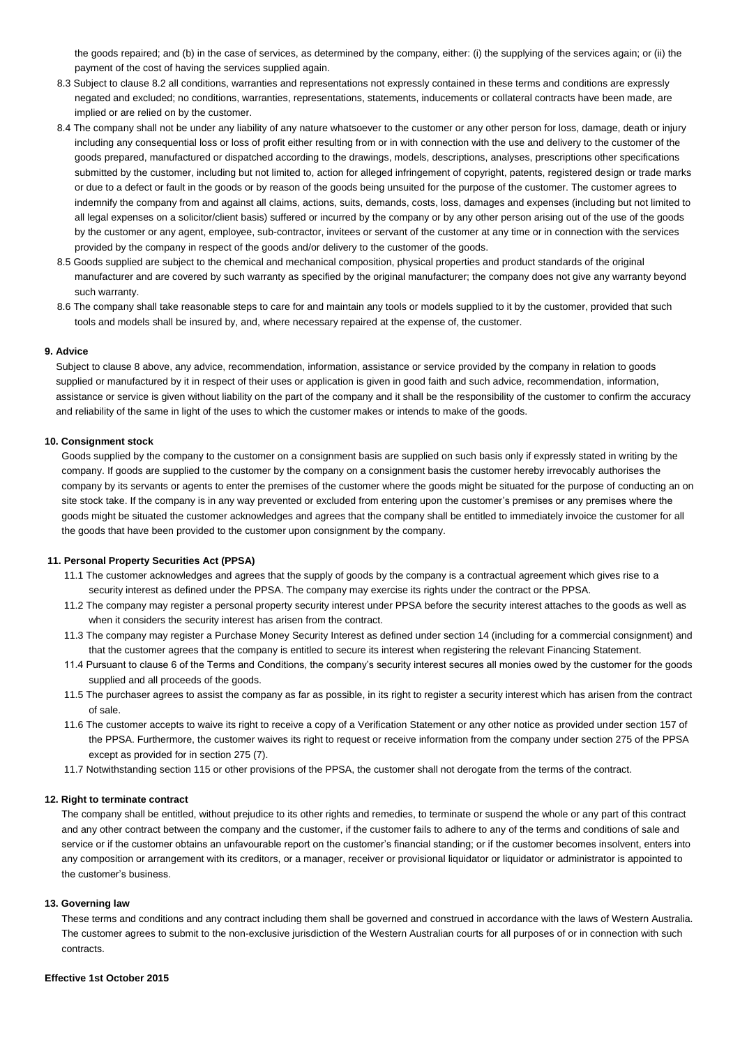the goods repaired; and (b) in the case of services, as determined by the company, either: (i) the supplying of the services again; or (ii) the payment of the cost of having the services supplied again.

8.3 Subject to clause 8.2 all conditions, warranties and representations not expressly contained in these terms and conditions are expressly negated and excluded; no conditions, warranties, representations, statements, inducements or collateral contracts have been made, are implied or are relied on by the customer.

8.4 The company shall not be under any liability of any nature whatsoever to the customer or any other person for loss, damage, death or injury including any consequential loss or loss of profit either resulting from or in with connection with the use and delivery to the customer of the goods prepared, manufactured or dispatched according to the drawings, models, descriptions, analyses, prescriptions other specifications submitted by the customer, including but not limited to, action for alleged infringement of copyright, patents, registered design or trade marks or due to a defect or fault in the goods or by reason of the goods being unsuited for the purpose of the customer. The customer agrees to indemnify the company from and against all claims, actions, suits, demands, costs, loss, damages and expenses (including but not limited to all legal expenses on a solicitor/client basis) suffered or incurred by the company or by any other person arising out of the use of the goods by the customer or any agent, employee, sub-contractor, invitees or servant of the customer at any time or in connection with the services provided by the company in respect of the goods and/or delivery to the customer of the goods.

8.5 Goods supplied are subject to the chemical and mechanical composition, physical properties and product standards of the original manufacturer and are covered by such warranty as specified by the original manufacturer; the company does not give any warranty beyond such warranty.

8.6 The company shall take reasonable steps to care for and maintain any tools or models supplied to it by the customer, provided that such tools and models shall be insured by, and, where necessary repaired at the expense of, the customer.

**9. Advice**

Subject to clause 8 above, any advice, recommendation, information, assistance or service provided by the company in relation to goods supplied or manufactured by it in respect of their uses or application is given in good faith and such advice, recommendation, information, assistance or service is given without liability on the part of the company and it shall be the responsibility of the customer to confirm the accuracy and reliability of the same in light of the uses to which the customer makes or intends to make of the goods.

**10. Consignment stock**

Goods supplied by the company to the customer on a consignment basis are supplied on such basis only if expressly stated in writing by the company. If goods are supplied to the customer by the company on a consignment basis the customer hereby irrevocably authorises the company by its servants or agents to enter the premises of the customer where the goods might be situated for the purpose of conducting an on site stock take. If the company is in any way prevented or excluded from entering upon the customer's premises or any premises where the goods might be situated the customer acknowledges and agrees that the company shall be entitled to immediately invoice the customer for all the goods that have been provided to the customer upon consignment by the company.

**11. Personal Property Securities Act (PPSA)**

11.1 The customer acknowledges and agrees that the supply of goods by the company is a contractual agreement which gives rise to a security interest as defined under the PPSA. The company may exercise its rights under the contract or the PPSA.

11.2 The company may register a personal property security interest under PPSA before the security interest attaches to the goods as well as when it considers the security interest has arisen from the contract.

11.3 The company may register a Purchase Money Security Interest as defined under section 14 (including for a commercial consignment) and that the customer agrees that the company is entitled to secure its interest when registering the relevant Financing Statement.

11.4 Pursuant to clause 6 of the Terms and Conditions, the company's security interest secures all monies owed by the customer for the goods supplied and all proceeds of the goods.

11.5 The purchaser agrees to assist the company as far as possible, in its right to register a security interest which has arisen from the contract of sale.

11.6 The customer accepts to waive its right to receive a copy of a Verification Statement or any other notice as provided under section 157 of the PPSA. Furthermore, the customer waives its right to request or receive information from the company under section 275 of the PPSA except as provided for in section 275 (7).

11.7 Notwithstanding section 115 or other provisions of the PPSA, the customer shall not derogate from the terms of the contract.

**12. Right to terminate contract**

The company shall be entitled, without prejudice to its other rights and remedies, to terminate or suspend the whole or any part of this contract and any other contract between the company and the customer, if the customer fails to adhere to any of the terms and conditions of sale and service or if the customer obtains an unfavourable report on the customer's financial standing; or if the customer becomes insolvent, enters into any composition or arrangement with its creditors, or a manager, receiver or provisional liquidator or liquidator or administrator is appointed to the customer's business.

**13. Governing law**

These terms and conditions and any contract including them shall be governed and construed in accordance with the laws of Western Australia. The customer agrees to submit to the non-exclusive jurisdiction of the Western Australian courts for all purposes of or in connection with such contracts.

**Effective 1st October 2015**